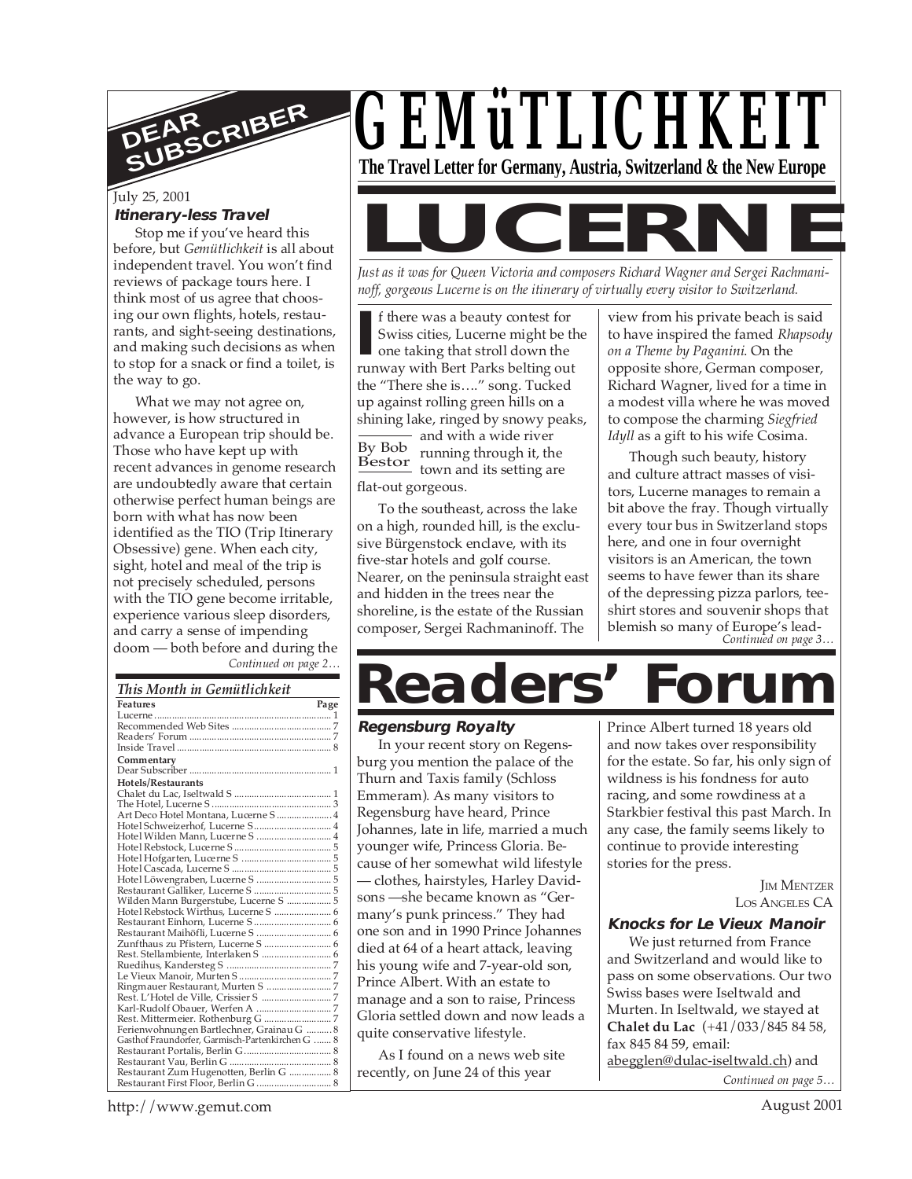# GEMüTLICHKEIT

**The Travel Letter for Germany, Austria, Switzerland & the New Europe**

## DEAR SUBSCRIBER

July 25, 2001

### Itinerary-less Travel

Stop me if you've heard this before, but *Gemütlichkeit* is all about independent travel. You won't find reviews of package tours here. I think most of us agree that choosing our own flights, hotels, restaurants, and sight-seeing destinations, and making such decisions as when to stop for a snack or find a toilet, is the way to go.

What we may not agree on, however, is how structured in advance a European trip should be. Those who have kept up with recent advances in genome research are undoubtedly aware that certain otherwise perfect human beings are born with what has now been identified as the TIO (Trip Itinerary Obsessive) gene. When each city, sight, hotel and meal of the trip is not precisely scheduled, persons with the TIO gene become irritable, experience various sleep disorders, and carry a sense of impending doom — both before and during the

*Continued on page 2…*

### This Month in Gemütlichkeit

| Features | Page |
|---|---|
| Lucerne | 1 |
| Recommended Web Sites | 7 |
| Readers' Forum | 7 |
| Inside Travel | 8 |
| **Commentary** | |
| Dear Subscriber | 1 |
| **Hotels/Restaurants** | |
| Chalet du Lac, Iseltwald S | 1 |
| The Hotel, Lucerne S | 3 |
| Art Deco Hotel Montana, Lucerne S | 4 |
| Hotel Schweizerhof, Lucerne S | 4 |
| Hotel Wilden Mann, Lucerne S | 4 |
| Hotel Rebstock, Lucerne S | 5 |
| Hotel Hofgarten, Lucerne S | 5 |
| Hotel Cascada, Lucerne S | 5 |
| Hotel Löwengraben, Lucerne S | 5 |
| Restaurant Galliker, Lucerne S | 5 |
| Wilden Mann Burgerstube, Lucerne S | 5 |
| Hotel Rebstock Wirthus, Lucerne S | 6 |
| Restaurant Einhorn, Lucerne S | 6 |
| Restaurant Maihöfli, Lucerne S | 6 |
| Zunfthaus zu Pfistern, Lucerne S | 6 |
| Rest. Stellambiente, Interlaken S | 6 |
| Ruedihus, Kandersteg S | 7 |
| Le Vieux Manoir, Murten S | 7 |
| Ringmauer Restaurant, Murten S | 7 |
| Rest. L'Hotel de Ville, Crissier S | 7 |
| Karl-Rudolf Obauer, Werfen A | 7 |
| Rest. Mittermeier. Rothenburg G | 7 |
| Ferienwohnungen Bartlechner, Grainau G | 8 |
| Gasthof Fraundorfer, Garmisch-Partenkirchen G | 8 |
| Restaurant Portalis, Berlin G | 8 |
| Restaurant Vau, Berlin G | 8 |
| Restaurant Zum Hugenotten, Berlin G | 8 |
| Restaurant First Floor, Berlin G | 8 |

# LUCERNE

*Just as it was for Queen Victoria and composers Richard Wagner and Sergei Rachmaninoff, gorgeous Lucerne is on the itinerary of virtually every visitor to Switzerland.*

By Bob Bestor

If there was a beauty contest for Swiss cities, Lucerne might be the one taking that stroll down the runway with Bert Parks belting out the "There she is…." song. Tucked up against rolling green hills on a shining lake, ringed by snowy peaks, and with a wide river running through it, the town and its setting are flat-out gorgeous.

To the southeast, across the lake on a high, rounded hill, is the exclusive Bürgenstock enclave, with its five-star hotels and golf course. Nearer, on the peninsula straight east and hidden in the trees near the shoreline, is the estate of the Russian composer, Sergei Rachmaninoff. The view from his private beach is said to have inspired the famed *Rhapsody on a Theme by Paganini*. On the opposite shore, German composer, Richard Wagner, lived for a time in a modest villa where he was moved to compose the charming *Siegfried Idyll* as a gift to his wife Cosima.

Though such beauty, history and culture attract masses of visitors, Lucerne manages to remain a bit above the fray. Though virtually every tour bus in Switzerland stops here, and one in four overnight visitors is an American, the town seems to have fewer than its share of the depressing pizza parlors, tee-shirt stores and souvenir shops that blemish so many of Europe's lead-

*Continued on page 3…*

# Readers' Forum

### Regensburg Royalty

In your recent story on Regensburg you mention the palace of the Thurn and Taxis family (Schloss Emmeram). As many visitors to Regensburg have heard, Prince Johannes, late in life, married a much younger wife, Princess Gloria. Because of her somewhat wild lifestyle — clothes, hairstyles, Harley Davidsons —she became known as "Germany's punk princess." They had one son and in 1990 Prince Johannes died at 64 of a heart attack, leaving his young wife and 7-year-old son, Prince Albert. With an estate to manage and a son to raise, Princess Gloria settled down and now leads a quite conservative lifestyle.

As I found on a news web site recently, on June 24 of this year Prince Albert turned 18 years old and now takes over responsibility for the estate. So far, his only sign of wildness is his fondness for auto racing, and some rowdiness at a Starkbier festival this past March. In any case, the family seems likely to continue to provide interesting stories for the press.

JIM MENTZER
LOS ANGELES CA

### Knocks for Le Vieux Manoir

We just returned from France and Switzerland and would like to pass on some observations. Our two Swiss bases were Iseltwald and Murten. In Iseltwald, we stayed at **Chalet du Lac** (+41/033/845 84 58, fax 845 84 59, email: abegglen@dulac-iseltwald.ch) and

*Continued on page 5…*

http://www.gemut.com

August 2001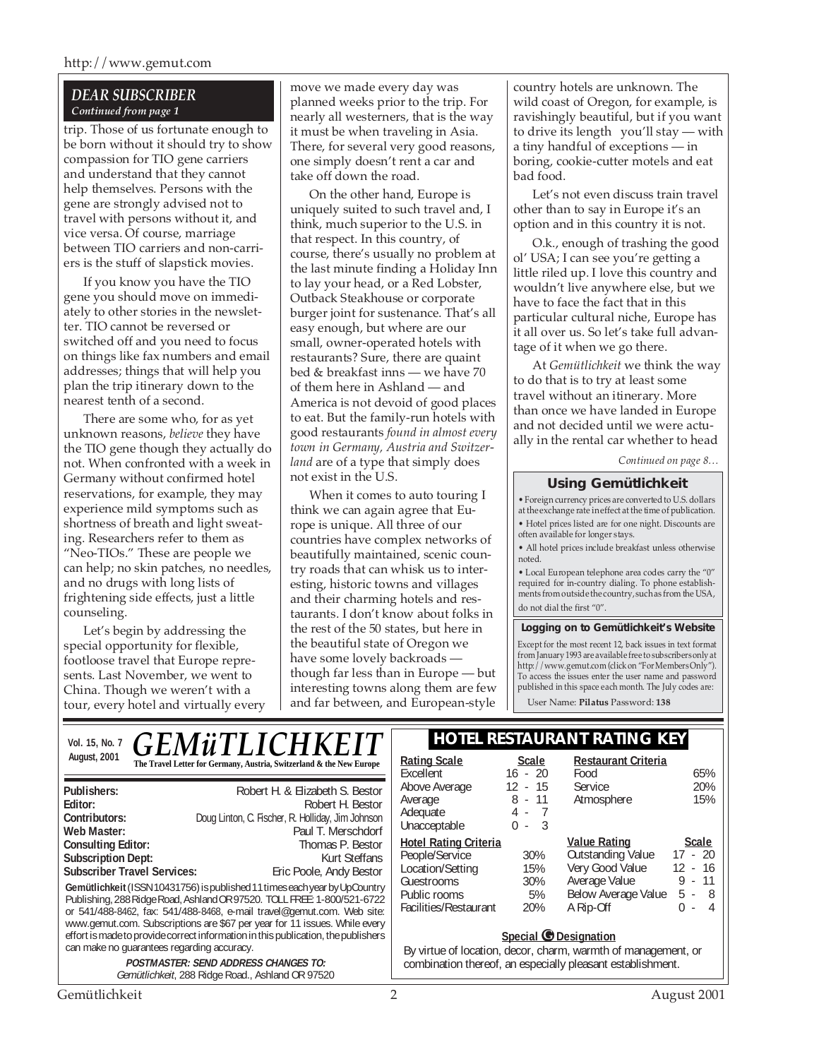## DEAR SUBSCRIBER

*Continued from page 1*

trip. Those of us fortunate enough to be born without it should try to show compassion for TIO gene carriers and understand that they cannot help themselves. Persons with the gene are strongly advised not to travel with persons without it, and vice versa. Of course, marriage between TIO carriers and non-carriers is the stuff of slapstick movies.

If you know you have the TIO gene you should move on immediately to other stories in the newsletter. TIO cannot be reversed or switched off and you need to focus on things like fax numbers and email addresses; things that will help you plan the trip itinerary down to the nearest tenth of a second.

There are some who, for as yet unknown reasons, *believe* they have the TIO gene though they actually do not. When confronted with a week in Germany without confirmed hotel reservations, for example, they may experience mild symptoms such as shortness of breath and light sweating. Researchers refer to them as "Neo-TIOs." These are people we can help; no skin patches, no needles, and no drugs with long lists of frightening side effects, just a little counseling.

Let's begin by addressing the special opportunity for flexible, footloose travel that Europe represents. Last November, we went to China. Though we weren't with a tour, every hotel and virtually every move we made every day was planned weeks prior to the trip. For nearly all westerners, that is the way it must be when traveling in Asia. There, for several very good reasons, one simply doesn't rent a car and take off down the road.

On the other hand, Europe is uniquely suited to such travel and, I think, much superior to the U.S. in that respect. In this country, of course, there's usually no problem at the last minute finding a Holiday Inn to lay your head, or a Red Lobster, Outback Steakhouse or corporate burger joint for sustenance. That's all easy enough, but where are our small, owner-operated hotels with restaurants? Sure, there are quaint bed & breakfast inns — we have 70 of them here in Ashland — and America is not devoid of good places to eat. But the family-run hotels with good restaurants *found in almost every town in Germany, Austria and Switzerland* are of a type that simply does not exist in the U.S.

When it comes to auto touring I think we can again agree that Europe is unique. All three of our countries have complex networks of beautifully maintained, scenic country roads that can whisk us to interesting, historic towns and villages and their charming hotels and restaurants. I don't know about folks in the rest of the 50 states, but here in the beautiful state of Oregon we have some lovely backroads — though far less than in Europe — but interesting towns along them are few and far between, and European-style country hotels are unknown. The wild coast of Oregon, for example, is ravishingly beautiful, but if you want to drive its length you'll stay — with a tiny handful of exceptions — in boring, cookie-cutter motels and eat bad food.

Let's not even discuss train travel other than to say in Europe it's an option and in this country it is not.

O.k., enough of trashing the good ol' USA; I can see you're getting a little riled up. I love this country and wouldn't live anywhere else, but we have to face the fact that in this particular cultural niche, Europe has it all over us. So let's take full advantage of it when we go there.

At *Gemütlichkeit* we think the way to do that is to try at least some travel without an itinerary. More than once we have landed in Europe and not decided until we were actually in the rental car whether to head

*Continued on page 8…*

### Using Gemütlichkeit

- Foreign currency prices are converted to U.S. dollars at the exchange rate in effect at the time of publication.
- Hotel prices listed are for one night. Discounts are often available for longer stays.
- All hotel prices include breakfast unless otherwise noted.
- Local European telephone area codes carry the "0" required for in-country dialing. To phone establishments from outside the country, such as from the USA, do not dial the first "0".

### Logging on to Gemütlichkeit's Website

Except for the most recent 12, back issues in text format from January 1993 are available free to subscribers only at http://www.gemut.com (click on "For Members Only"). To access the issues enter the user name and password published in this space each month. The July codes are:

User Name: **Pilatus** Password: **138**

---

**Vol. 15, No. 7**
**August, 2001**

# GEMüTLICHKEIT

**The Travel Letter for Germany, Austria, Switzerland & the New Europe**

| | |
|---|---|
| **Publishers:** | Robert H. & Elizabeth S. Bestor |
| **Editor:** | Robert H. Bestor |
| **Contributors:** | Doug Linton, C. Fischer, R. Holliday, Jim Johnson |
| **Web Master:** | Paul T. Merschdorf |
| **Consulting Editor:** | Thomas P. Bestor |
| **Subscription Dept:** | Kurt Steffans |
| **Subscriber Travel Services:** | Eric Poole, Andy Bestor |

**Gemütlichkeit** (ISSN 10431756) is published 11 times each year by UpCountry Publishing, 288 Ridge Road, Ashland OR 97520. TOLL FREE: 1-800/521-6722 or 541/488-8462, fax: 541/488-8468, e-mail travel@gemut.com. Web site: www.gemut.com. Subscriptions are $67 per year for 11 issues. While every effort is made to provide correct information in this publication, the publishers can make no guarantees regarding accuracy.

**POSTMASTER: SEND ADDRESS CHANGES TO:**
*Gemütlichkeit*, 288 Ridge Road., Ashland OR 97520

### HOTEL RESTAURANT RATING KEY

| Rating Scale | Scale |
|---|---|
| Excellent | 16 - 20 |
| Above Average | 12 - 15 |
| Average | 8 - 11 |
| Adequate | 4 - 7 |
| Unacceptable | 0 - 3 |

| Restaurant Criteria | |
|---|---|
| Food | 65% |
| Service | 20% |
| Atmosphere | 15% |

| Hotel Rating Criteria | |
|---|---|
| People/Service | 30% |
| Location/Setting | 15% |
| Guestrooms | 30% |
| Public rooms | 5% |
| Facilities/Restaurant | 20% |

| Value Rating | Scale |
|---|---|
| Outstanding Value | 17 - 20 |
| Very Good Value | 12 - 16 |
| Average Value | 9 - 11 |
| Below Average Value | 5 - 8 |
| A Rip-Off | 0 - 4 |

**Special G Designation**

By virtue of location, decor, charm, warmth of management, or combination thereof, an especially pleasant establishment.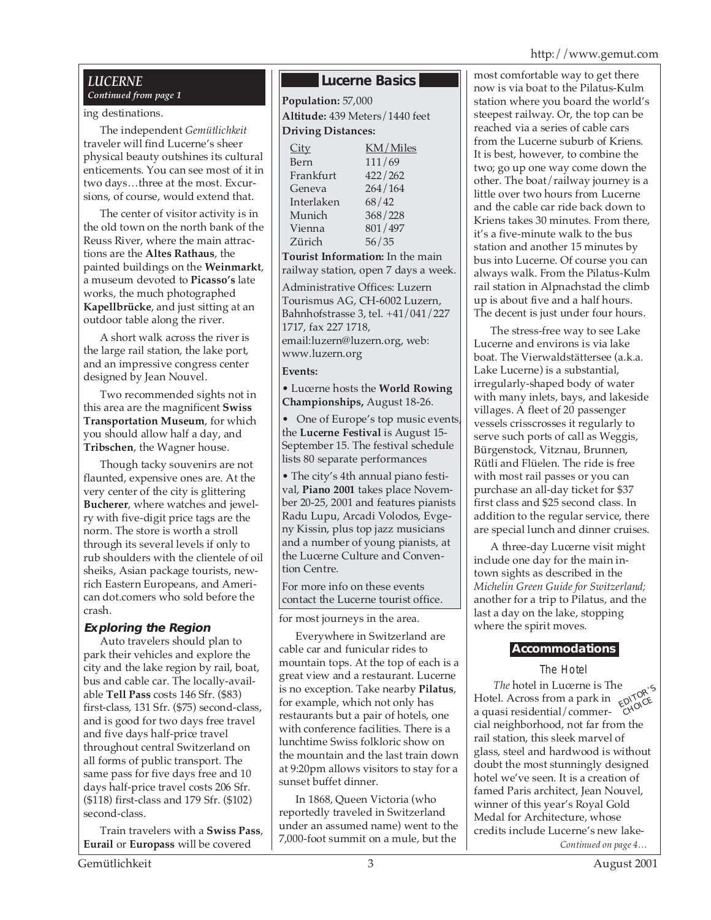## LUCERNE

*Continued from page 1*

ing destinations.

The independent *Gemütlichkeit* traveler will find Lucerne's sheer physical beauty outshines its cultural enticements. You can see most of it in two days…three at the most. Excursions, of course, would extend that.

The center of visitor activity is in the old town on the north bank of the Reuss River, where the main attractions are the **Altes Rathaus**, the painted buildings on the **Weinmarkt**, a museum devoted to **Picasso's** late works, the much photographed **Kapellbrücke**, and just sitting at an outdoor table along the river.

A short walk across the river is the large rail station, the lake port, and an impressive congress center designed by Jean Nouvel.

Two recommended sights not in this area are the magnificent **Swiss Transportation Museum**, for which you should allow half a day, and **Tribschen**, the Wagner house.

Though tacky souvenirs are not flaunted, expensive ones are. At the very center of the city is glittering **Bucherer**, where watches and jewelry with five-digit price tags are the norm. The store is worth a stroll through its several levels if only to rub shoulders with the clientele of oil sheiks, Asian package tourists, new-rich Eastern Europeans, and American dot.comers who sold before the crash.

### Exploring the Region

Auto travelers should plan to park their vehicles and explore the city and the lake region by rail, boat, bus and cable car. The locally-available **Tell Pass** costs 146 Sfr. ($83) first-class, 131 Sfr. ($75) second-class, and is good for two days free travel and five days half-price travel throughout central Switzerland on all forms of public transport. The same pass for five days free and 10 days half-price travel costs 206 Sfr. ($118) first-class and 179 Sfr. ($102) second-class.

Train travelers with a **Swiss Pass**, **Eurail** or **Europass** will be covered for most journeys in the area.

Everywhere in Switzerland are cable car and funicular rides to mountain tops. At the top of each is a great view and a restaurant. Lucerne is no exception. Take nearby **Pilatus**, for example, which not only has restaurants but a pair of hotels, one with conference facilities. There is a lunchtime Swiss folkloric show on the mountain and the last train down at 9:20pm allows visitors to stay for a sunset buffet dinner.

In 1868, Queen Victoria (who reportedly traveled in Switzerland under an assumed name) went to the 7,000-foot summit on a mule, but the most comfortable way to get there now is via boat to the Pilatus-Kulm station where you board the world's steepest railway. Or, the top can be reached via a series of cable cars from the Lucerne suburb of Kriens. It is best, however, to combine the two; go up one way come down the other. The boat/railway journey is a little over two hours from Lucerne and the cable car ride back down to Kriens takes 30 minutes. From there, it's a five-minute walk to the bus station and another 15 minutes by bus into Lucerne. Of course you can always walk. From the Pilatus-Kulm rail station in Alpnachstad the climb up is about five and a half hours. The decent is just under four hours.

The stress-free way to see Lake Lucerne and environs is via lake boat. The Vierwaldstättersee (a.k.a. Lake Lucerne) is a substantial, irregularly-shaped body of water with many inlets, bays, and lakeside villages. A fleet of 20 passenger vessels crisscrosses it regularly to serve such ports of call as Weggis, Bürgenstock, Vitznau, Brunnen, Rütli and Flüelen. The ride is free with most rail passes or you can purchase an all-day ticket for $37 first class and $25 second class. In addition to the regular service, there are special lunch and dinner cruises.

A three-day Lucerne visit might include one day for the main in-town sights as described in the *Michelin Green Guide for Switzerland;* another for a trip to Pilatus, and the last a day on the lake, stopping where the spirit moves.

### Lucerne Basics

**Population:** 57,000

**Altitude:** 439 Meters/1440 feet

**Driving Distances:**

| City | KM/Miles |
|---|---|
| Bern | 111/69 |
| Frankfurt | 422/262 |
| Geneva | 264/164 |
| Interlaken | 68/42 |
| Munich | 368/228 |
| Vienna | 801/497 |
| Zürich | 56/35 |

**Tourist Information:** In the main railway station, open 7 days a week.

Administrative Offices: Luzern Tourismus AG, CH-6002 Luzern, Bahnhofstrasse 3, tel. +41/041/227 1717, fax 227 1718, email:luzern@luzern.org, web: www.luzern.org

**Events:**

- Lucerne hosts the **World Rowing Championships,** August 18-26.
- One of Europe's top music events, the **Lucerne Festival** is August 15-September 15. The festival schedule lists 80 separate performances
- The city's 4th annual piano festival, **Piano 2001** takes place November 20-25, 2001 and features pianists Radu Lupu, Arcadi Volodos, Evgeny Kissin, plus top jazz musicians and a number of young pianists, at the Lucerne Culture and Convention Centre.

For more info on these events contact the Lucerne tourist office.

### Accommodations

#### The Hotel

EDITOR'S CHOICE

*The* hotel in Lucerne is The Hotel. Across from a park in a quasi residential/commercial neighborhood, not far from the rail station, this sleek marvel of glass, steel and hardwood is without doubt the most stunningly designed hotel we've seen. It is a creation of famed Paris architect, Jean Nouvel, winner of this year's Royal Gold Medal for Architecture, whose credits include Lucerne's new lake-

*Continued on page 4…*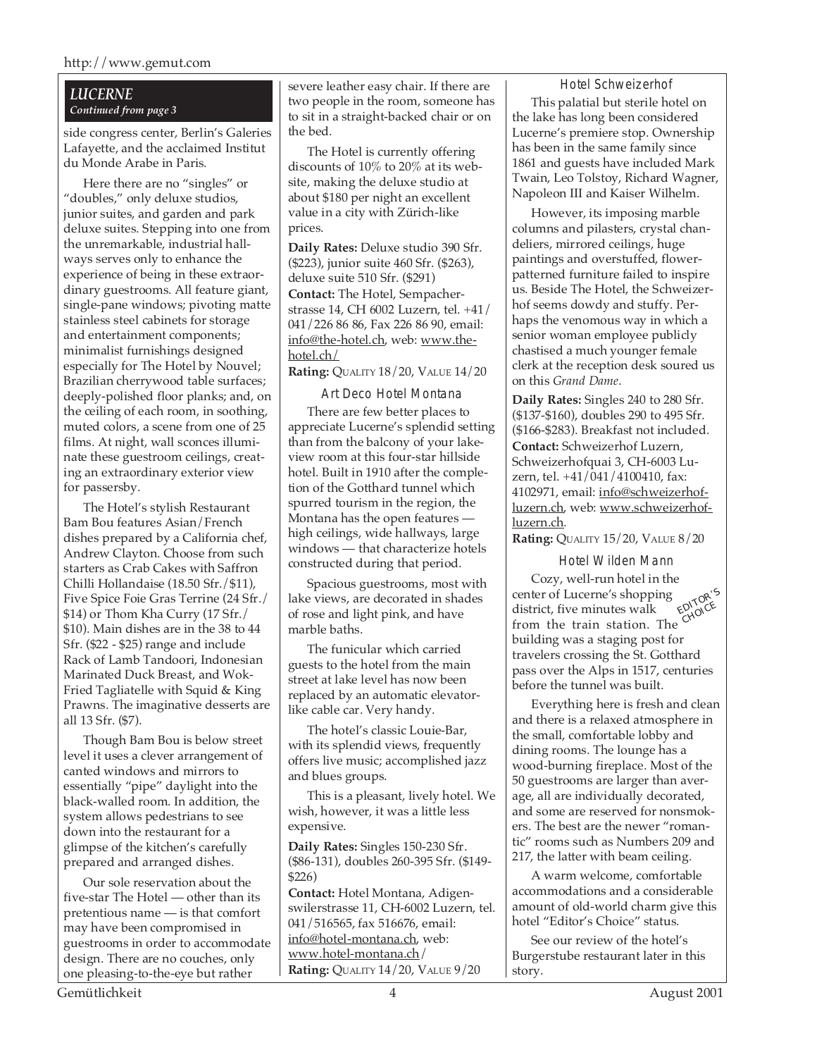**LUCERNE**
*Continued from page 3*

side congress center, Berlin's Galeries Lafayette, and the acclaimed Institut du Monde Arabe in Paris.

Here there are no "singles" or "doubles," only deluxe studios, junior suites, and garden and park deluxe suites. Stepping into one from the unremarkable, industrial hallways serves only to enhance the experience of being in these extraordinary guestrooms. All feature giant, single-pane windows; pivoting matte stainless steel cabinets for storage and entertainment components; minimalist furnishings designed especially for The Hotel by Nouvel; Brazilian cherrywood table surfaces; deeply-polished floor planks; and, on the ceiling of each room, in soothing, muted colors, a scene from one of 25 films. At night, wall sconces illuminate these guestroom ceilings, creating an extraordinary exterior view for passersby.

The Hotel's stylish Restaurant Bam Bou features Asian/French dishes prepared by a California chef, Andrew Clayton. Choose from such starters as Crab Cakes with Saffron Chilli Hollandaise (18.50 Sfr./$11), Five Spice Foie Gras Terrine (24 Sfr./ $14) or Thom Kha Curry (17 Sfr./ $10). Main dishes are in the 38 to 44 Sfr. ($22 - $25) range and include Rack of Lamb Tandoori, Indonesian Marinated Duck Breast, and Wok-Fried Tagliatelle with Squid & King Prawns. The imaginative desserts are all 13 Sfr. ($7).

Though Bam Bou is below street level it uses a clever arrangement of canted windows and mirrors to essentially "pipe" daylight into the black-walled room. In addition, the system allows pedestrians to see down into the restaurant for a glimpse of the kitchen's carefully prepared and arranged dishes.

Our sole reservation about the five-star The Hotel — other than its pretentious name — is that comfort may have been compromised in guestrooms in order to accommodate design. There are no couches, only one pleasing-to-the-eye but rather severe leather easy chair. If there are two people in the room, someone has to sit in a straight-backed chair or on the bed.

The Hotel is currently offering discounts of 10% to 20% at its website, making the deluxe studio at about $180 per night an excellent value in a city with Zürich-like prices.

**Daily Rates:** Deluxe studio 390 Sfr. ($223), junior suite 460 Sfr. ($263), deluxe suite 510 Sfr. ($291)
**Contact:** The Hotel, Sempacherstrasse 14, CH 6002 Luzern, tel. +41/ 041/226 86 86, Fax 226 86 90, email: info@the-hotel.ch, web: www.the-hotel.ch/
**Rating:** QUALITY 18/20, VALUE 14/20

### Art Deco Hotel Montana

There are few better places to appreciate Lucerne's splendid setting than from the balcony of your lake-view room at this four-star hillside hotel. Built in 1910 after the completion of the Gotthard tunnel which spurred tourism in the region, the Montana has the open features — high ceilings, wide hallways, large windows — that characterize hotels constructed during that period.

Spacious guestrooms, most with lake views, are decorated in shades of rose and light pink, and have marble baths.

The funicular which carried guests to the hotel from the main street at lake level has now been replaced by an automatic elevator-like cable car. Very handy.

The hotel's classic Louie-Bar, with its splendid views, frequently offers live music; accomplished jazz and blues groups.

This is a pleasant, lively hotel. We wish, however, it was a little less expensive.

**Daily Rates:** Singles 150-230 Sfr. ($86-131), doubles 260-395 Sfr. ($149-$226)
**Contact:** Hotel Montana, Adigenswilerstrasse 11, CH-6002 Luzern, tel. 041/516565, fax 516676, email: info@hotel-montana.ch, web: www.hotel-montana.ch/
**Rating:** QUALITY 14/20, VALUE 9/20

### Hotel Schweizerhof

This palatial but sterile hotel on the lake has long been considered Lucerne's premiere stop. Ownership has been in the same family since 1861 and guests have included Mark Twain, Leo Tolstoy, Richard Wagner, Napoleon III and Kaiser Wilhelm.

However, its imposing marble columns and pilasters, crystal chandeliers, mirrored ceilings, huge paintings and overstuffed, flower-patterned furniture failed to inspire us. Beside The Hotel, the Schweizerhof seems dowdy and stuffy. Perhaps the venomous way in which a senior woman employee publicly chastised a much younger female clerk at the reception desk soured us on this *Grand Dame*.

**Daily Rates:** Singles 240 to 280 Sfr. ($137-$160), doubles 290 to 495 Sfr. ($166-$283). Breakfast not included.
**Contact:** Schweizerhof Luzern, Schweizerhofquai 3, CH-6003 Luzern, tel. +41/041/4100410, fax: 4102971, email: info@schweizerhof-luzern.ch, web: www.schweizerhof-luzern.ch.
**Rating:** QUALITY 15/20, VALUE 8/20

### Hotel Wilden Mann

EDITOR'S CHOICE

Cozy, well-run hotel in the center of Lucerne's shopping district, five minutes walk from the train station. The building was a staging post for travelers crossing the St. Gotthard pass over the Alps in 1517, centuries before the tunnel was built.

Everything here is fresh and clean and there is a relaxed atmosphere in the small, comfortable lobby and dining rooms. The lounge has a wood-burning fireplace. Most of the 50 guestrooms are larger than average, all are individually decorated, and some are reserved for nonsmokers. The best are the newer "romantic" rooms such as Numbers 209 and 217, the latter with beam ceiling.

A warm welcome, comfortable accommodations and a considerable amount of old-world charm give this hotel "Editor's Choice" status.

See our review of the hotel's Burgerstube restaurant later in this story.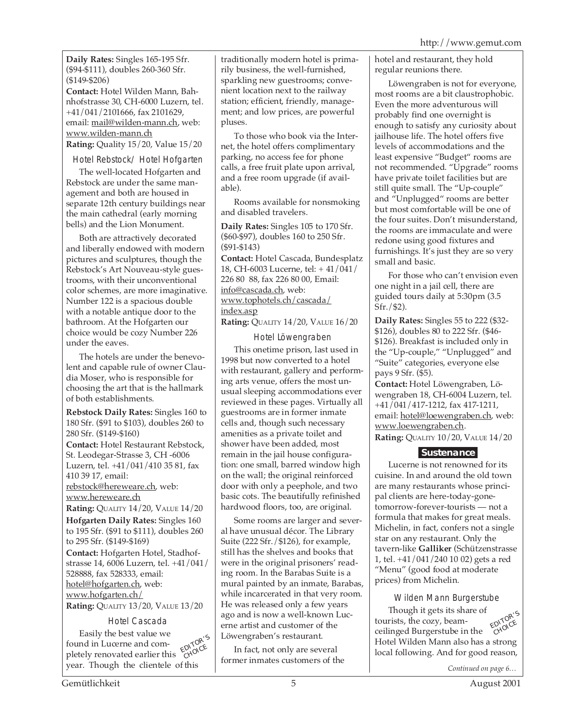**Daily Rates:** Singles 165-195 Sfr. ($94-$111), doubles 260-360 Sfr. ($149-$206)

**Contact:** Hotel Wilden Mann, Bahnhofstrasse 30, CH-6000 Luzern, tel. +41/041/2101666, fax 2101629, email: mail@wilden-mann.ch, web: www.wilden-mann.ch

**Rating:** Quality 15/20, Value 15/20

### Hotel Rebstock/ Hotel Hofgarten

The well-located Hofgarten and Rebstock are under the same management and both are housed in separate 12th century buildings near the main cathedral (early morning bells) and the Lion Monument.

Both are attractively decorated and liberally endowed with modern pictures and sculptures, though the Rebstock's Art Nouveau-style guestrooms, with their unconventional color schemes, are more imaginative. Number 122 is a spacious double with a notable antique door to the bathroom. At the Hofgarten our choice would be cozy Number 226 under the eaves.

The hotels are under the benevolent and capable rule of owner Claudia Moser, who is responsible for choosing the art that is the hallmark of both establishments.

**Rebstock Daily Rates:** Singles 160 to 180 Sfr. ($91 to $103), doubles 260 to 280 Sfr. ($149-$160)

**Contact:** Hotel Restaurant Rebstock, St. Leodegar-Strasse 3, CH -6006 Luzern, tel. +41/041/410 35 81, fax 410 39 17, email: rebstock@hereweare.ch, web: www.hereweare.ch

**Rating:** Quality 14/20, Value 14/20

**Hofgarten Daily Rates:** Singles 160 to 195 Sfr. ($91 to $111), doubles 260 to 295 Sfr. ($149-$169)

**Contact:** Hofgarten Hotel, Stadhofstrasse 14, 6006 Luzern, tel. +41/041/528888, fax 528333, email: hotel@hofgarten.ch, web: www.hofgarten.ch/

**Rating:** Quality 13/20, Value 13/20

### Hotel Cascada

EDITOR'S CHOICE

Easily the best value we found in Lucerne and completely renovated earlier this year. Though the clientele of this traditionally modern hotel is primarily business, the well-furnished, sparkling new guestrooms; convenient location next to the railway station; efficient, friendly, management; and low prices, are powerful pluses.

To those who book via the Internet, the hotel offers complimentary parking, no access fee for phone calls, a free fruit plate upon arrival, and a free room upgrade (if available).

Rooms available for nonsmoking and disabled travelers.

**Daily Rates:** Singles 105 to 170 Sfr. ($60-$97), doubles 160 to 250 Sfr. ($91-$143)

**Contact:** Hotel Cascada, Bundesplatz 18, CH-6003 Lucerne, tel: + 41/041/226 80 88, fax 226 80 00, Email: info@cascada.ch, web: www.tophotels.ch/cascada/index.asp

**Rating:** Quality 14/20, Value 16/20

### Hotel Löwengraben

This onetime prison, last used in 1998 but now converted to a hotel with restaurant, gallery and performing arts venue, offers the most unusual sleeping accommodations ever reviewed in these pages. Virtually all guestrooms are in former inmate cells and, though such necessary amenities as a private toilet and shower have been added, most remain in the jail house configuration: one small, barred window high on the wall; the original reinforced door with only a peephole, and two basic cots. The beautifully refinished hardwood floors, too, are original.

Some rooms are larger and several have unusual décor. The Library Suite (222 Sfr./$126), for example, still has the shelves and books that were in the original prisoners' reading room. In the Barabas Suite is a mural painted by an inmate, Barabas, while incarcerated in that very room. He was released only a few years ago and is now a well-known Lucerne artist and customer of the Löwengraben's restaurant.

In fact, not only are several former inmates customers of the hotel and restaurant, they hold regular reunions there.

Löwengraben is not for everyone, most rooms are a bit claustrophobic. Even the more adventurous will probably find one overnight is enough to satisfy any curiosity about jailhouse life. The hotel offers five levels of accommodations and the least expensive "Budget" rooms are not recommended. "Upgrade" rooms have private toilet facilities but are still quite small. The "Up-couple" and "Unplugged" rooms are better but most comfortable will be one of the four suites. Don't misunderstand, the rooms are immaculate and were redone using good fixtures and furnishings. It's just they are so very small and basic.

For those who can't envision even one night in a jail cell, there are guided tours daily at 5:30pm (3.5 Sfr./$2).

**Daily Rates:** Singles 55 to 222 ($32-$126), doubles 80 to 222 Sfr. ($46-$126). Breakfast is included only in the "Up-couple," "Unplugged" and "Suite" categories, everyone else pays 9 Sfr. ($5).

**Contact:** Hotel Löwengraben, Löwengraben 18, CH-6004 Luzern, tel. +41/041/417-1212, fax 417-1211, email: hotel@loewengraben.ch, web: www.loewengraben.ch.

**Rating:** Quality 10/20, Value 14/20

## Sustenance

Lucerne is not renowned for its cuisine. In and around the old town are many restaurants whose principal clients are here-today-gone-tomorrow-forever-tourists — not a formula that makes for great meals. Michelin, in fact, confers not a single star on any restaurant. Only the tavern-like **Galliker** (Schützenstrasse 1, tel. +41/041/240 10 02) gets a red "Menu" (good food at moderate prices) from Michelin.

### Wilden Mann Burgerstube

EDITOR'S CHOICE

Though it gets its share of tourists, the cozy, beam-ceilinged Burgerstube in the Hotel Wilden Mann also has a strong local following. And for good reason,

*Continued on page 6…*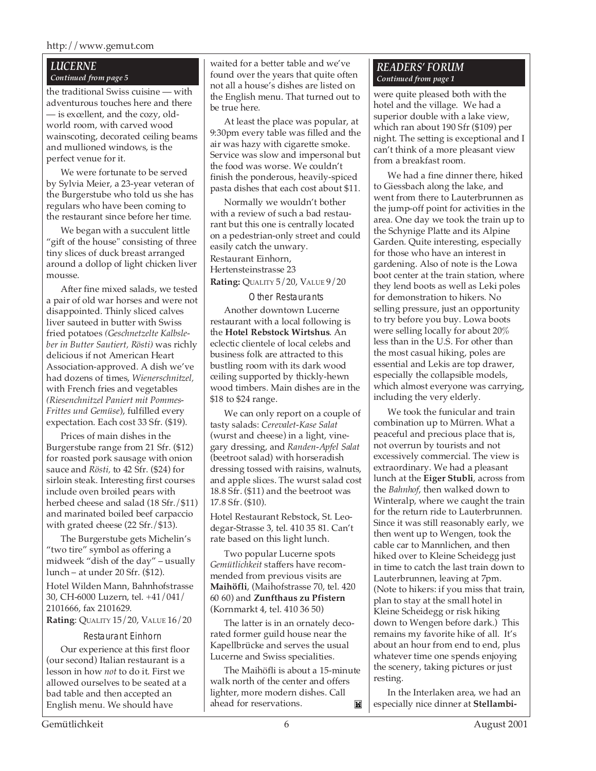### LUCERNE

*Continued from page 5*

the traditional Swiss cuisine — with adventurous touches here and there — is excellent, and the cozy, old-world room, with carved wood wainscoting, decorated ceiling beams and mullioned windows, is the perfect venue for it.

We were fortunate to be served by Sylvia Meier, a 23-year veteran of the Burgerstube who told us she has regulars who have been coming to the restaurant since before her time.

We began with a succulent little "gift of the house" consisting of three tiny slices of duck breast arranged around a dollop of light chicken liver mousse.

After fine mixed salads, we tested a pair of old war horses and were not disappointed. Thinly sliced calves liver sauteed in butter with Swiss fried potatoes *(Geschnetzelte Kalbsleber in Butter Sautiert, Rösti)* was richly delicious if not American Heart Association-approved. A dish we've had dozens of times, *Wienerschnitzel,* with French fries and vegetables *(Riesenchnitzel Paniert mit Pommes-Frittes und Gemüse*), fulfilled every expectation. Each cost 33 Sfr. ($19).

Prices of main dishes in the Burgerstube range from 21 Sfr. ($12) for roasted pork sausage with onion sauce and *Rösti,* to 42 Sfr. ($24) for sirloin steak. Interesting first courses include oven broiled pears with herbed cheese and salad (18 Sfr./$11) and marinated boiled beef carpaccio with grated cheese (22 Sfr./$13).

The Burgerstube gets Michelin's "two tire" symbol as offering a midweek "dish of the day" – usually lunch – at under 20 Sfr. ($12).

Hotel Wilden Mann, Bahnhofstrasse 30, CH-6000 Luzern, tel. +41/041/ 2101666, fax 2101629.
**Rating**: QUALITY 15/20, VALUE 16/20

#### Restaurant Einhorn

Our experience at this first floor (our second) Italian restaurant is a lesson in how *not* to do it. First we allowed ourselves to be seated at a bad table and then accepted an English menu. We should have waited for a better table and we've found over the years that quite often not all a house's dishes are listed on the English menu. That turned out to be true here.

At least the place was popular, at 9:30pm every table was filled and the air was hazy with cigarette smoke. Service was slow and impersonal but the food was worse. We couldn't finish the ponderous, heavily-spiced pasta dishes that each cost about $11.

Normally we wouldn't bother with a review of such a bad restaurant but this one is centrally located on a pedestrian-only street and could easily catch the unwary.

Restaurant Einhorn,
Hertensteinstrasse 23
**Rating:** QUALITY 5/20, VALUE 9/20

#### Other Restaurants

Another downtown Lucerne restaurant with a local following is the **Hotel Rebstock Wirtshus**. An eclectic clientele of local celebs and business folk are attracted to this bustling room with its dark wood ceiling supported by thickly-hewn wood timbers. Main dishes are in the $18 to $24 range.

We can only report on a couple of tasty salads: *Cerevalet-Kase Salat* (wurst and cheese) in a light, vinegary dressing, and *Randen-Apfel Salat* (beetroot salad) with horseradish dressing tossed with raisins, walnuts, and apple slices. The wurst salad cost 18.8 Sfr. ($11) and the beetroot was 17.8 Sfr. ($10).

Hotel Restaurant Rebstock, St. Leodegar-Strasse 3, tel. 410 35 81. Can't rate based on this light lunch.

Two popular Lucerne spots *Gemütlichkeit* staffers have recommended from previous visits are **Maihöfli**, (Maihofstrasse 70, tel. 420 60 60) and **Zunfthaus zu Pfistern** (Kornmarkt 4, tel. 410 36 50)

The latter is in an ornately decorated former guild house near the Kapellbrücke and serves the usual Lucerne and Swiss specialities.

The Maihöfli is about a 15-minute walk north of the center and offers lighter, more modern dishes. Call ahead for reservations.

### READERS' FORUM

*Continued from page 1*

were quite pleased both with the hotel and the village. We had a superior double with a lake view, which ran about 190 Sfr ($109) per night. The setting is exceptional and I can't think of a more pleasant view from a breakfast room.

We had a fine dinner there, hiked to Giessbach along the lake, and went from there to Lauterbrunnen as the jump-off point for activities in the area. One day we took the train up to the Schynige Platte and its Alpine Garden. Quite interesting, especially for those who have an interest in gardening. Also of note is the Lowa boot center at the train station, where they lend boots as well as Leki poles for demonstration to hikers. No selling pressure, just an opportunity to try before you buy. Lowa boots were selling locally for about 20% less than in the U.S. For other than the most casual hiking, poles are essential and Lekis are top drawer, especially the collapsible models, which almost everyone was carrying, including the very elderly.

We took the funicular and train combination up to Mürren. What a peaceful and precious place that is, not overrun by tourists and not excessively commercial. The view is extraordinary. We had a pleasant lunch at the **Eiger Stubli**, across from the *Bahnhof*, then walked down to Winteralp, where we caught the train for the return ride to Lauterbrunnen. Since it was still reasonably early, we then went up to Wengen, took the cable car to Mannlichen, and then hiked over to Kleine Scheidegg just in time to catch the last train down to Lauterbrunnen, leaving at 7pm. (Note to hikers: if you miss that train, plan to stay at the small hotel in Kleine Scheidegg or risk hiking down to Wengen before dark.) This remains my favorite hike of all. It's about an hour from end to end, plus whatever time one spends enjoying the scenery, taking pictures or just resting.

In the Interlaken area, we had an especially nice dinner at **Stellambi-**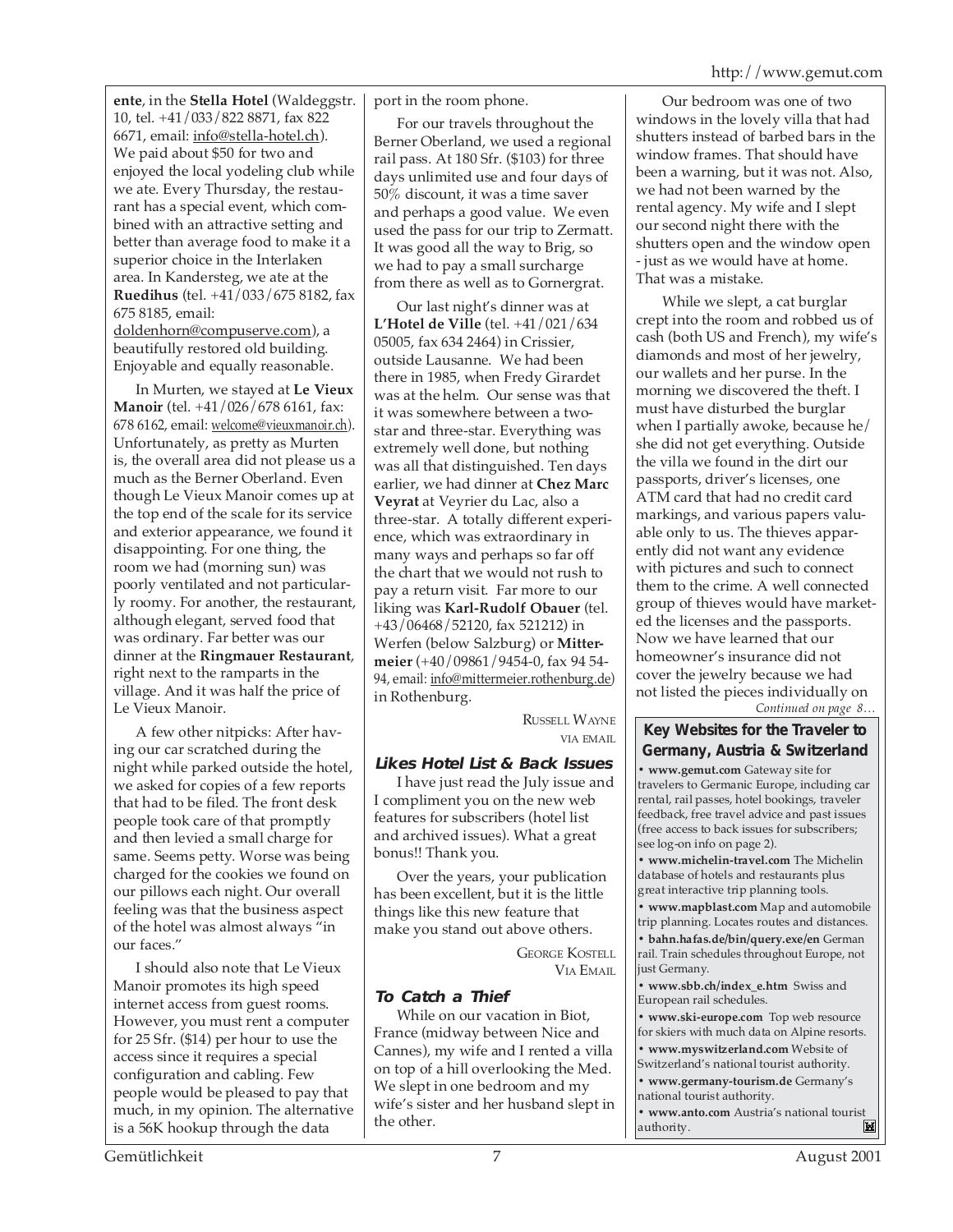**ente**, in the **Stella Hotel** (Waldeggstr. 10, tel. +41/033/822 8871, fax 822 6671, email: info@stella-hotel.ch). We paid about $50 for two and enjoyed the local yodeling club while we ate. Every Thursday, the restaurant has a special event, which combined with an attractive setting and better than average food to make it a superior choice in the Interlaken area. In Kandersteg, we ate at the **Ruedihus** (tel. +41/033/675 8182, fax 675 8185, email: doldenhorn@compuserve.com), a beautifully restored old building. Enjoyable and equally reasonable.

In Murten, we stayed at **Le Vieux Manoir** (tel. +41/026/678 6161, fax: 678 6162, email: welcome@vieuxmanoir.ch). Unfortunately, as pretty as Murten is, the overall area did not please us a much as the Berner Oberland. Even though Le Vieux Manoir comes up at the top end of the scale for its service and exterior appearance, we found it disappointing. For one thing, the room we had (morning sun) was poorly ventilated and not particularly roomy. For another, the restaurant, although elegant, served food that was ordinary. Far better was our dinner at the **Ringmauer Restaurant**, right next to the ramparts in the village. And it was half the price of Le Vieux Manoir.

A few other nitpicks: After having our car scratched during the night while parked outside the hotel, we asked for copies of a few reports that had to be filed. The front desk people took care of that promptly and then levied a small charge for same. Seems petty. Worse was being charged for the cookies we found on our pillows each night. Our overall feeling was that the business aspect of the hotel was almost always "in our faces."

I should also note that Le Vieux Manoir promotes its high speed internet access from guest rooms. However, you must rent a computer for 25 Sfr. ($14) per hour to use the access since it requires a special configuration and cabling. Few people would be pleased to pay that much, in my opinion. The alternative is a 56K hookup through the data port in the room phone.

For our travels throughout the Berner Oberland, we used a regional rail pass. At 180 Sfr. ($103) for three days unlimited use and four days of 50% discount, it was a time saver and perhaps a good value. We even used the pass for our trip to Zermatt. It was good all the way to Brig, so we had to pay a small surcharge from there as well as to Gornergrat.

Our last night's dinner was at **L'Hotel de Ville** (tel. +41/021/634 05005, fax 634 2464) in Crissier, outside Lausanne. We had been there in 1985, when Fredy Girardet was at the helm. Our sense was that it was somewhere between a two-star and three-star. Everything was extremely well done, but nothing was all that distinguished. Ten days earlier, we had dinner at **Chez Marc Veyrat** at Veyrier du Lac, also a three-star. A totally different experience, which was extraordinary in many ways and perhaps so far off the chart that we would not rush to pay a return visit. Far more to our liking was **Karl-Rudolf Obauer** (tel. +43/06468/52120, fax 521212) in Werfen (below Salzburg) or **Mittermeier** (+40/09861/9454-0, fax 94 54-94, email: info@mittermeier.rothenburg.de) in Rothenburg.

RUSSELL WAYNE
VIA EMAIL

### Likes Hotel List & Back Issues

I have just read the July issue and I compliment you on the new web features for subscribers (hotel list and archived issues). What a great bonus!! Thank you.

Over the years, your publication has been excellent, but it is the little things like this new feature that make you stand out above others.

GEORGE KOSTELL
VIA EMAIL

### To Catch a Thief

While on our vacation in Biot, France (midway between Nice and Cannes), my wife and I rented a villa on top of a hill overlooking the Med. We slept in one bedroom and my wife's sister and her husband slept in the other.

Our bedroom was one of two windows in the lovely villa that had shutters instead of barbed bars in the window frames. That should have been a warning, but it was not. Also, we had not been warned by the rental agency. My wife and I slept our second night there with the shutters open and the window open - just as we would have at home. That was a mistake.

While we slept, a cat burglar crept into the room and robbed us of cash (both US and French), my wife's diamonds and most of her jewelry, our wallets and her purse. In the morning we discovered the theft. I must have disturbed the burglar when I partially awoke, because he/she did not get everything. Outside the villa we found in the dirt our passports, driver's licenses, one ATM card that had no credit card markings, and various papers valuable only to us. The thieves apparently did not want any evidence with pictures and such to connect them to the crime. A well connected group of thieves would have marketed the licenses and the passports. Now we have learned that our homeowner's insurance did not cover the jewelry because we had not listed the pieces individually on

*Continued on page 8…*

### Key Websites for the Traveler to Germany, Austria & Switzerland

- **www.gemut.com** Gateway site for travelers to Germanic Europe, including car rental, rail passes, hotel bookings, traveler feedback, free travel advice and past issues (free access to back issues for subscribers; see log-on info on page 2).
- **www.michelin-travel.com** The Michelin database of hotels and restaurants plus great interactive trip planning tools.
- **www.mapblast.com** Map and automobile trip planning. Locates routes and distances.
- **bahn.hafas.de/bin/query.exe/en** German rail. Train schedules throughout Europe, not just Germany.
- **www.sbb.ch/index_e.htm** Swiss and European rail schedules.
- **www.ski-europe.com** Top web resource for skiers with much data on Alpine resorts.
- **www.myswitzerland.com** Website of Switzerland's national tourist authority.
- **www.germany-tourism.de** Germany's national tourist authority.
- **www.anto.com** Austria's national tourist authority.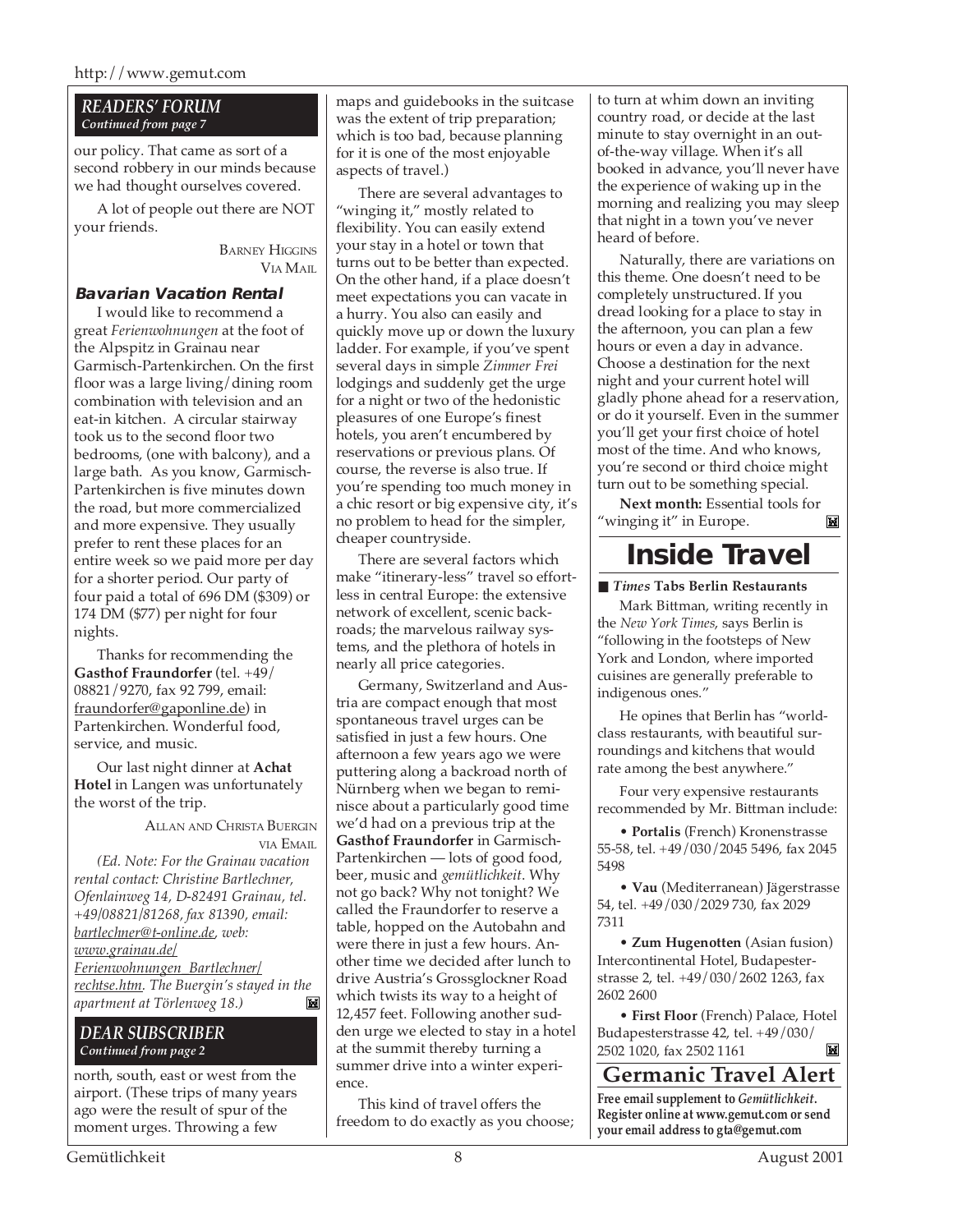### *READERS' FORUM*
*Continued from page 7*

our policy. That came as sort of a second robbery in our minds because we had thought ourselves covered.

A lot of people out there are NOT your friends.

BARNEY HIGGINS
VIA MAIL

#### Bavarian Vacation Rental

I would like to recommend a great *Ferienwohnungen* at the foot of the Alpspitz in Grainau near Garmisch-Partenkirchen. On the first floor was a large living/dining room combination with television and an eat-in kitchen. A circular stairway took us to the second floor two bedrooms, (one with balcony), and a large bath. As you know, Garmisch-Partenkirchen is five minutes down the road, but more commercialized and more expensive. They usually prefer to rent these places for an entire week so we paid more per day for a shorter period. Our party of four paid a total of 696 DM ($309) or 174 DM ($77) per night for four nights.

Thanks for recommending the **Gasthof Fraundorfer** (tel. +49/ 08821/9270, fax 92 799, email: fraundorfer@gaponline.de) in Partenkirchen. Wonderful food, service, and music.

Our last night dinner at **Achat Hotel** in Langen was unfortunately the worst of the trip.

ALLAN AND CHRISTA BUERGIN
VIA EMAIL

*(Ed. Note: For the Grainau vacation rental contact: Christine Bartlechner, Ofenlainweg 14, D-82491 Grainau, tel. +49/08821/81268, fax 81390, email: bartlechner@t-online.de, web: www.grainau.de/Ferienwohnungen_Bartlechner/rechtse.htm. The Buergin's stayed in the apartment at Törlenweg 18.)*

### *DEAR SUBSCRIBER*
*Continued from page 2*

north, south, east or west from the airport. (These trips of many years ago were the result of spur of the moment urges. Throwing a few maps and guidebooks in the suitcase was the extent of trip preparation; which is too bad, because planning for it is one of the most enjoyable aspects of travel.)

There are several advantages to "winging it," mostly related to flexibility. You can easily extend your stay in a hotel or town that turns out to be better than expected. On the other hand, if a place doesn't meet expectations you can vacate in a hurry. You also can easily and quickly move up or down the luxury ladder. For example, if you've spent several days in simple *Zimmer Frei* lodgings and suddenly get the urge for a night or two of the hedonistic pleasures of one Europe's finest hotels, you aren't encumbered by reservations or previous plans. Of course, the reverse is also true. If you're spending too much money in a chic resort or big expensive city, it's no problem to head for the simpler, cheaper countryside.

There are several factors which make "itinerary-less" travel so effortless in central Europe: the extensive network of excellent, scenic backroads; the marvelous railway systems, and the plethora of hotels in nearly all price categories.

Germany, Switzerland and Austria are compact enough that most spontaneous travel urges can be satisfied in just a few hours. One afternoon a few years ago we were puttering along a backroad north of Nürnberg when we began to reminisce about a particularly good time we'd had on a previous trip at the **Gasthof Fraundorfer** in Garmisch-Partenkirchen — lots of good food, beer, music and *gemütlichkeit*. Why not go back? Why not tonight? We called the Fraundorfer to reserve a table, hopped on the Autobahn and were there in just a few hours. Another time we decided after lunch to drive Austria's Grossglockner Road which twists its way to a height of 12,457 feet. Following another sudden urge we elected to stay in a hotel at the summit thereby turning a summer drive into a winter experience.

This kind of travel offers the freedom to do exactly as you choose; to turn at whim down an inviting country road, or decide at the last minute to stay overnight in an out-of-the-way village. When it's all booked in advance, you'll never have the experience of waking up in the morning and realizing you may sleep that night in a town you've never heard of before.

Naturally, there are variations on this theme. One doesn't need to be completely unstructured. If you dread looking for a place to stay in the afternoon, you can plan a few hours or even a day in advance. Choose a destination for the next night and your current hotel will gladly phone ahead for a reservation, or do it yourself. Even in the summer you'll get your first choice of hotel most of the time. And who knows, you're second or third choice might turn out to be something special.

**Next month:** Essential tools for "winging it" in Europe.

# Inside Travel

■ ***Times* Tabs Berlin Restaurants**

Mark Bittman, writing recently in the *New York Times*, says Berlin is "following in the footsteps of New York and London, where imported cuisines are generally preferable to indigenous ones."

He opines that Berlin has "world-class restaurants, with beautiful surroundings and kitchens that would rate among the best anywhere."

Four very expensive restaurants recommended by Mr. Bittman include:

• **Portalis** (French) Kronenstrasse 55-58, tel. +49/030/2045 5496, fax 2045 5498

• **Vau** (Mediterranean) Jägerstrasse 54, tel. +49/030/2029 730, fax 2029 7311

• **Zum Hugenotten** (Asian fusion) Intercontinental Hotel, Budapesterstrasse 2, tel. +49/030/2602 1263, fax 2602 2600

• **First Floor** (French) Palace, Hotel Budapesterstrasse 42, tel. +49/030/ 2502 1020, fax 2502 1161

## Germanic Travel Alert

**Free email supplement to *Gemütlichkeit*. Register online at www.gemut.com or send your email address to gta@gemut.com**